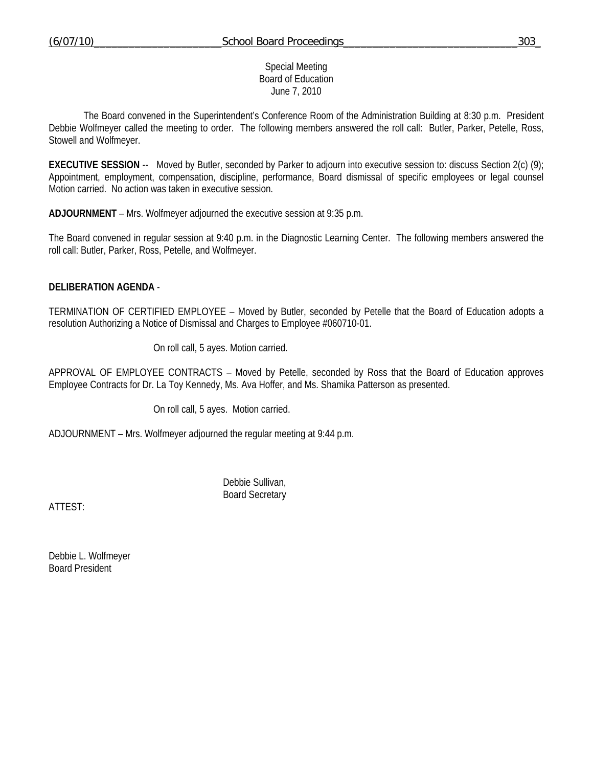Special Meeting
Board of Education
June 7, 2010

The Board convened in the Superintendent's Conference Room of the Administration Building at 8:30 p.m. President Debbie Wolfmeyer called the meeting to order. The following members answered the roll call: Butler, Parker, Petelle, Ross, Stowell and Wolfmeyer.

**EXECUTIVE SESSION** -- Moved by Butler, seconded by Parker to adjourn into executive session to: discuss Section 2(c) (9); Appointment, employment, compensation, discipline, performance, Board dismissal of specific employees or legal counsel Motion carried. No action was taken in executive session.

**ADJOURNMENT** – Mrs. Wolfmeyer adjourned the executive session at 9:35 p.m.

The Board convened in regular session at 9:40 p.m. in the Diagnostic Learning Center. The following members answered the roll call: Butler, Parker, Ross, Petelle, and Wolfmeyer.

**DELIBERATION AGENDA** -

TERMINATION OF CERTIFIED EMPLOYEE – Moved by Butler, seconded by Petelle that the Board of Education adopts a resolution Authorizing a Notice of Dismissal and Charges to Employee #060710-01.

On roll call, 5 ayes. Motion carried.

APPROVAL OF EMPLOYEE CONTRACTS – Moved by Petelle, seconded by Ross that the Board of Education approves Employee Contracts for Dr. La Toy Kennedy, Ms. Ava Hoffer, and Ms. Shamika Patterson as presented.

On roll call, 5 ayes. Motion carried.

ADJOURNMENT – Mrs. Wolfmeyer adjourned the regular meeting at 9:44 p.m.

Debbie Sullivan,
Board Secretary

ATTEST:

Debbie L. Wolfmeyer
Board President